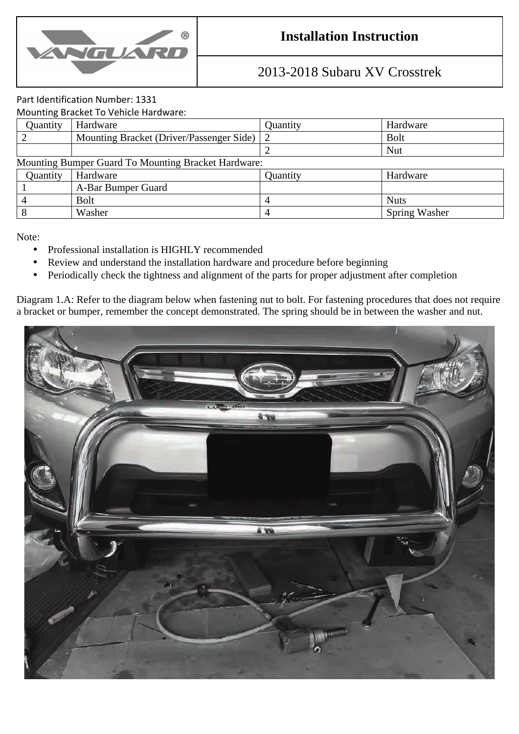| | Installation Instruction |
|---|---|
| | 2013-2018 Subaru XV Crosstrek |

Part Identification Number: 1331

Mounting Bracket To Vehicle Hardware:

| Quantity | Hardware | Quantity | Hardware |
|---|---|---|---|
| 2 | Mounting Bracket (Driver/Passenger Side) | 2 | Bolt |
| | | 2 | Nut |

Mounting Bumper Guard To Mounting Bracket Hardware:

| Quantity | Hardware | Quantity | Hardware |
|---|---|---|---|
| 1 | A-Bar Bumper Guard | | |
| 4 | Bolt | 4 | Nuts |
| 8 | Washer | 4 | Spring Washer |

Note:

- Professional installation is HIGHLY recommended
- Review and understand the installation hardware and procedure before beginning
- Periodically check the tightness and alignment of the parts for proper adjustment after completion

Diagram 1.A: Refer to the diagram below when fastening nut to bolt. For fastening procedures that does not require a bracket or bumper, remember the concept demonstrated. The spring should be in between the washer and nut.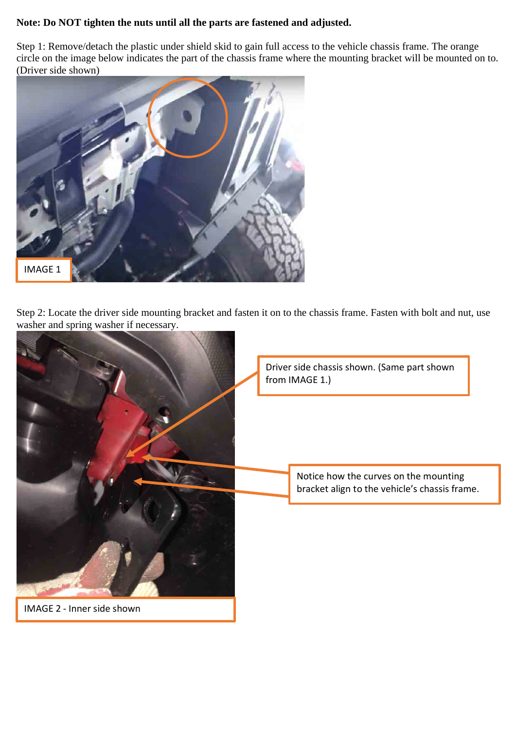**Note: Do NOT tighten the nuts until all the parts are fastened and adjusted.**

Step 1: Remove/detach the plastic under shield skid to gain full access to the vehicle chassis frame. The orange circle on the image below indicates the part of the chassis frame where the mounting bracket will be mounted on to. (Driver side shown)

IMAGE 1

Step 2: Locate the driver side mounting bracket and fasten it on to the chassis frame. Fasten with bolt and nut, use washer and spring washer if necessary.

Driver side chassis shown. (Same part shown from IMAGE 1.)

Notice how the curves on the mounting bracket align to the vehicle's chassis frame.

IMAGE 2 - Inner side shown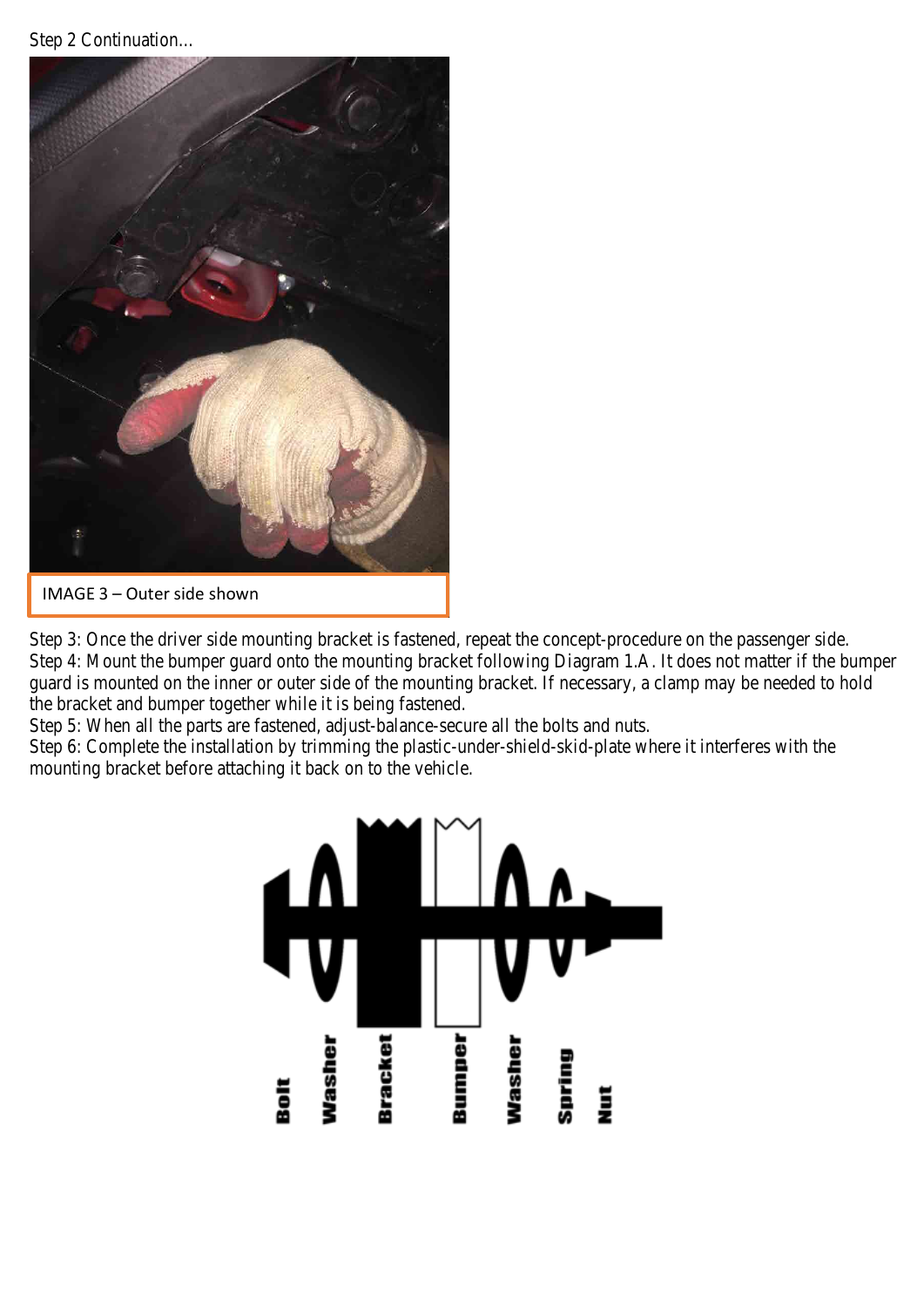Step 2 Continuation…

IMAGE 3 – Outer side shown

Step 3: Once the driver side mounting bracket is fastened, repeat the concept-procedure on the passenger side.
Step 4: Mount the bumper guard onto the mounting bracket following Diagram 1.A. It does not matter if the bumper guard is mounted on the inner or outer side of the mounting bracket. If necessary, a clamp may be needed to hold the bracket and bumper together while it is being fastened.
Step 5: When all the parts are fastened, adjust-balance-secure all the bolts and nuts.
Step 6: Complete the installation by trimming the plastic-under-shield-skid-plate where it interferes with the mounting bracket before attaching it back on to the vehicle.

Bolt Washer Bracket Bumper Washer Spring Nut